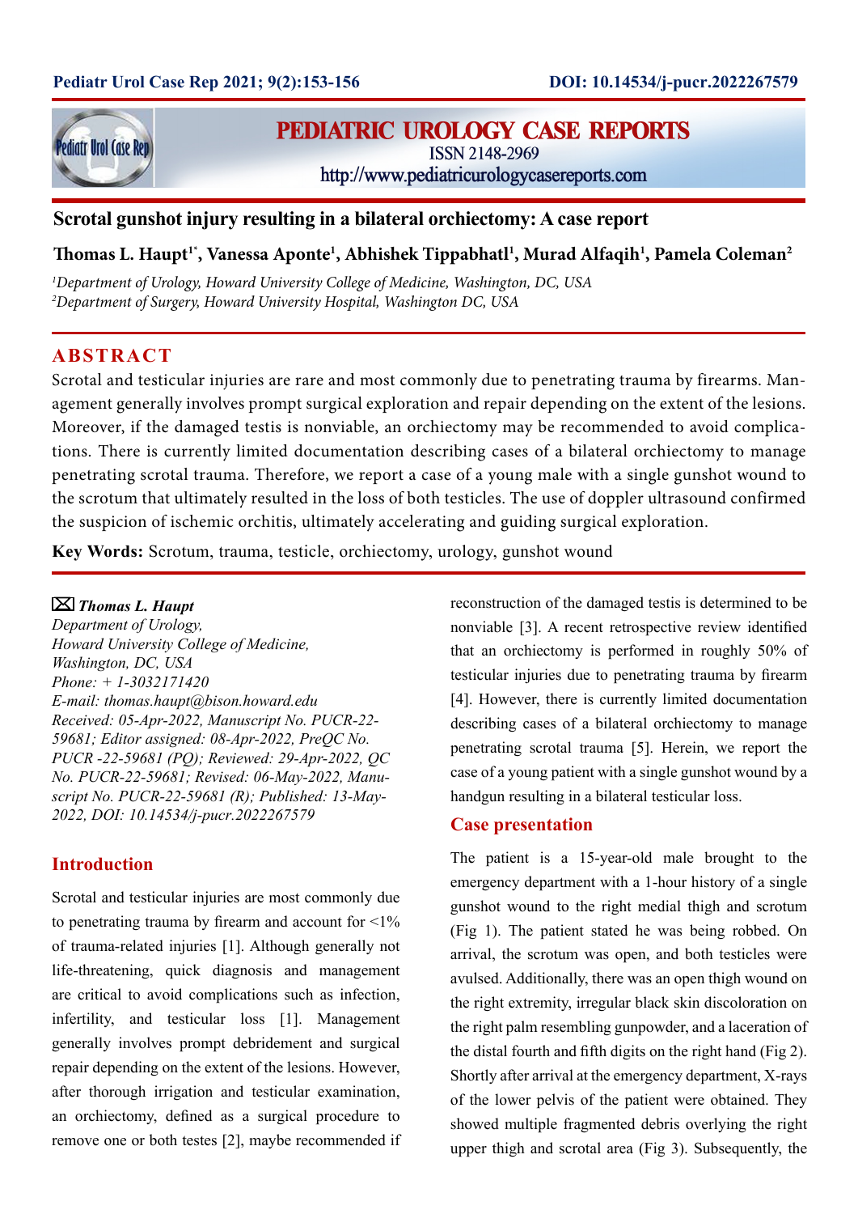# Scrotal gunshot injury resulting in a bilateral orchiectomy: A case report

**Thomas L. Haupt[1*], Vanessa Aponte[1], Abhishek Tippabhatl[1], Murad Alfaqih[1], Pamela Coleman[2]**

[1]*Department of Urology, Howard University College of Medicine, Washington, DC, USA*
[2]*Department of Surgery, Howard University Hospital, Washington DC, USA*

## ABSTRACT

Scrotal and testicular injuries are rare and most commonly due to penetrating trauma by firearms. Management generally involves prompt surgical exploration and repair depending on the extent of the lesions. Moreover, if the damaged testis is nonviable, an orchiectomy may be recommended to avoid complications. There is currently limited documentation describing cases of a bilateral orchiectomy to manage penetrating scrotal trauma. Therefore, we report a case of a young male with a single gunshot wound to the scrotum that ultimately resulted in the loss of both testicles. The use of doppler ultrasound confirmed the suspicion of ischemic orchitis, ultimately accelerating and guiding surgical exploration.

**Key Words:** Scrotum, trauma, testicle, orchiectomy, urology, gunshot wound

✉ ***Thomas L. Haupt***
*Department of Urology,*
*Howard University College of Medicine,*
*Washington, DC, USA*
*Phone: + 1-3032171420*
*E-mail: thomas.haupt@bison.howard.edu*
*Received: 05-Apr-2022, Manuscript No. PUCR-22-59681; Editor assigned: 08-Apr-2022, PreQC No. PUCR -22-59681 (PQ); Reviewed: 29-Apr-2022, QC No. PUCR-22-59681; Revised: 06-May-2022, Manuscript No. PUCR-22-59681 (R); Published: 13-May-2022, DOI: 10.14534/j-pucr.2022267579*

## Introduction

Scrotal and testicular injuries are most commonly due to penetrating trauma by firearm and account for <1% of trauma-related injuries [1]. Although generally not life-threatening, quick diagnosis and management are critical to avoid complications such as infection, infertility, and testicular loss [1]. Management generally involves prompt debridement and surgical repair depending on the extent of the lesions. However, after thorough irrigation and testicular examination, an orchiectomy, defined as a surgical procedure to remove one or both testes [2], maybe recommended if reconstruction of the damaged testis is determined to be nonviable [3]. A recent retrospective review identified that an orchiectomy is performed in roughly 50% of testicular injuries due to penetrating trauma by firearm [4]. However, there is currently limited documentation describing cases of a bilateral orchiectomy to manage penetrating scrotal trauma [5]. Herein, we report the case of a young patient with a single gunshot wound by a handgun resulting in a bilateral testicular loss.

## Case presentation

The patient is a 15-year-old male brought to the emergency department with a 1-hour history of a single gunshot wound to the right medial thigh and scrotum (Fig 1). The patient stated he was being robbed. On arrival, the scrotum was open, and both testicles were avulsed. Additionally, there was an open thigh wound on the right extremity, irregular black skin discoloration on the right palm resembling gunpowder, and a laceration of the distal fourth and fifth digits on the right hand (Fig 2). Shortly after arrival at the emergency department, X-rays of the lower pelvis of the patient were obtained. They showed multiple fragmented debris overlying the right upper thigh and scrotal area (Fig 3). Subsequently, the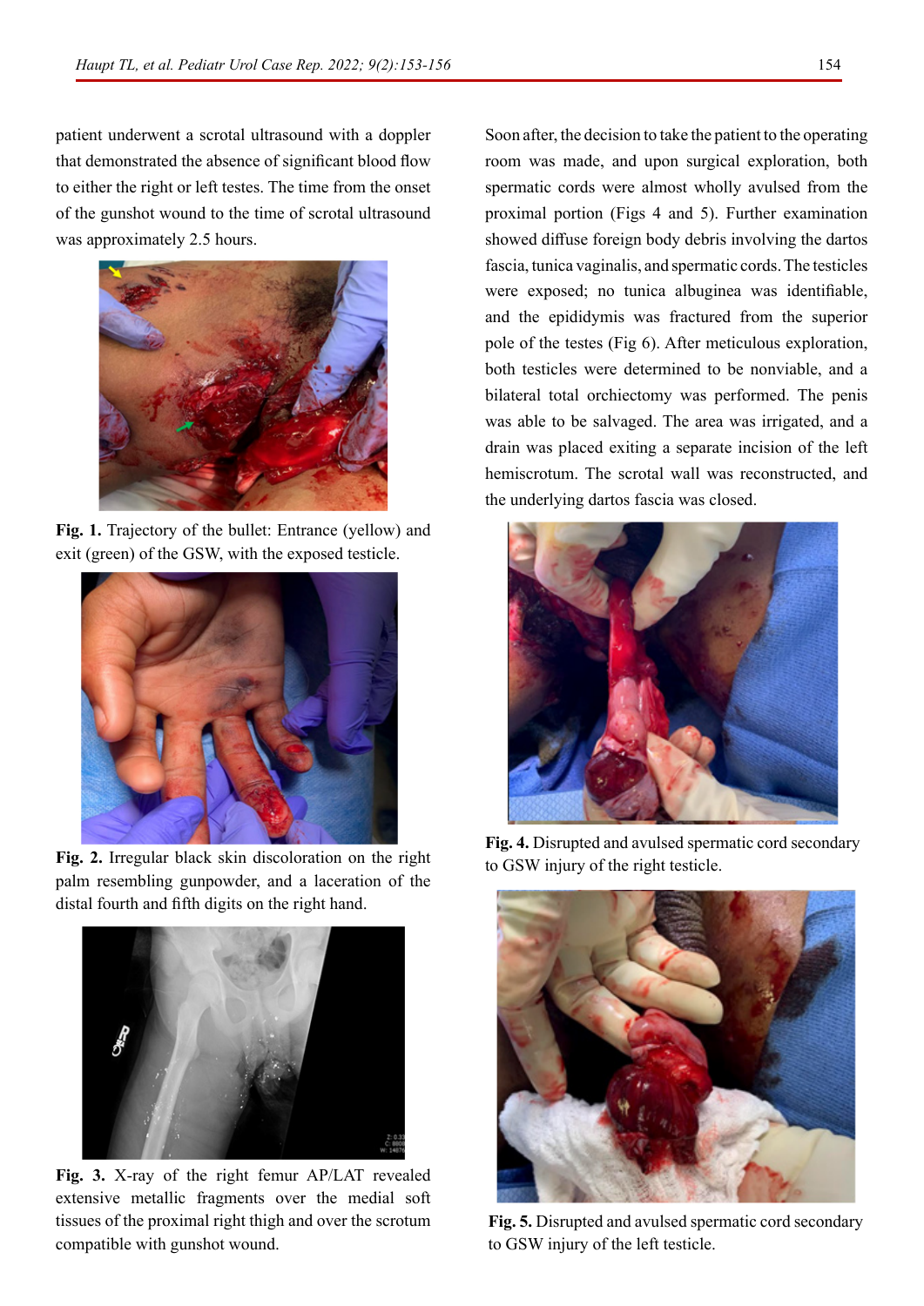patient underwent a scrotal ultrasound with a doppler that demonstrated the absence of significant blood flow to either the right or left testes. The time from the onset of the gunshot wound to the time of scrotal ultrasound was approximately 2.5 hours.

**Fig. 1.** Trajectory of the bullet: Entrance (yellow) and exit (green) of the GSW, with the exposed testicle.

**Fig. 2.** Irregular black skin discoloration on the right palm resembling gunpowder, and a laceration of the distal fourth and fifth digits on the right hand.

**Fig. 3.** X-ray of the right femur AP/LAT revealed extensive metallic fragments over the medial soft tissues of the proximal right thigh and over the scrotum compatible with gunshot wound.

Soon after, the decision to take the patient to the operating room was made, and upon surgical exploration, both spermatic cords were almost wholly avulsed from the proximal portion (Figs 4 and 5). Further examination showed diffuse foreign body debris involving the dartos fascia, tunica vaginalis, and spermatic cords. The testicles were exposed; no tunica albuginea was identifiable, and the epididymis was fractured from the superior pole of the testes (Fig 6). After meticulous exploration, both testicles were determined to be nonviable, and a bilateral total orchiectomy was performed. The penis was able to be salvaged. The area was irrigated, and a drain was placed exiting a separate incision of the left hemiscrotum. The scrotal wall was reconstructed, and the underlying dartos fascia was closed.

**Fig. 4.** Disrupted and avulsed spermatic cord secondary to GSW injury of the right testicle.

**Fig. 5.** Disrupted and avulsed spermatic cord secondary to GSW injury of the left testicle.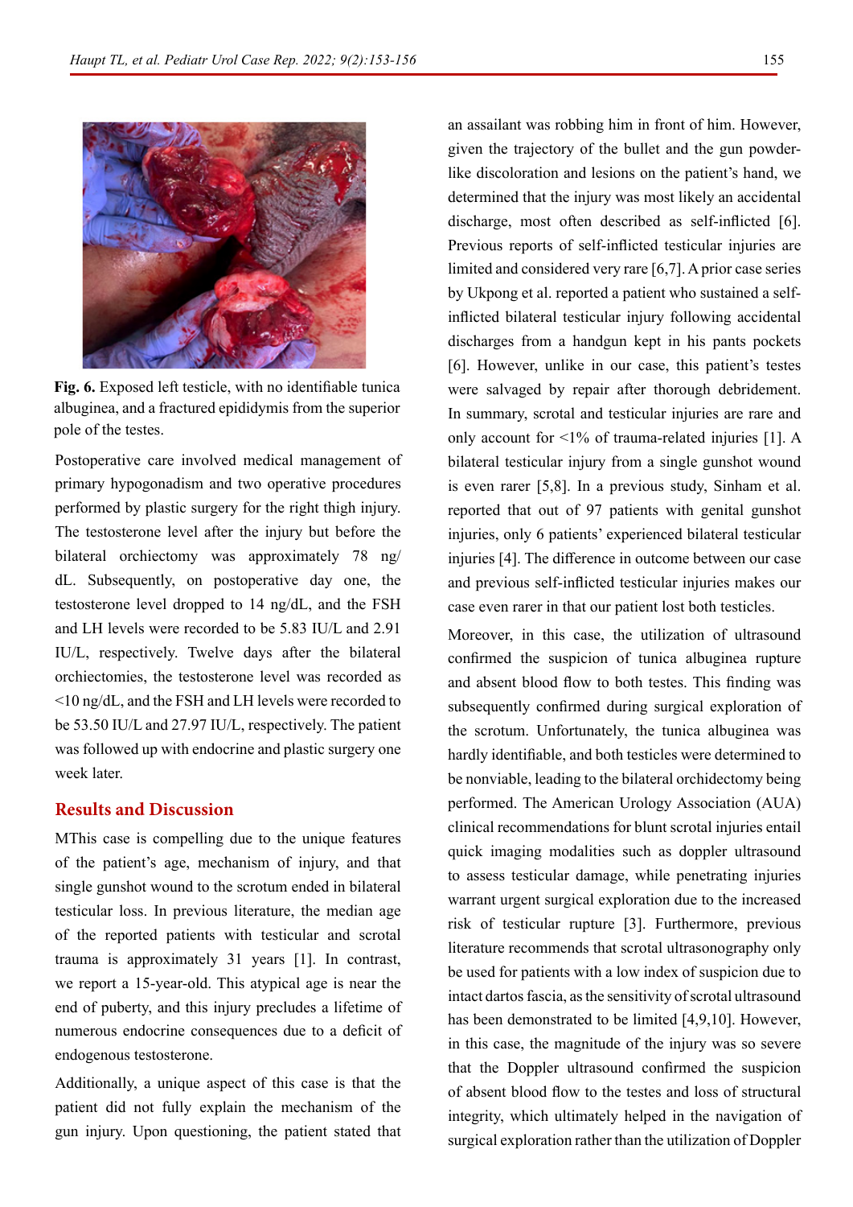**Fig. 6.** Exposed left testicle, with no identifiable tunica albuginea, and a fractured epididymis from the superior pole of the testes.

Postoperative care involved medical management of primary hypogonadism and two operative procedures performed by plastic surgery for the right thigh injury. The testosterone level after the injury but before the bilateral orchiectomy was approximately 78 ng/dL. Subsequently, on postoperative day one, the testosterone level dropped to 14 ng/dL, and the FSH and LH levels were recorded to be 5.83 IU/L and 2.91 IU/L, respectively. Twelve days after the bilateral orchiectomies, the testosterone level was recorded as <10 ng/dL, and the FSH and LH levels were recorded to be 53.50 IU/L and 27.97 IU/L, respectively. The patient was followed up with endocrine and plastic surgery one week later.

## Results and Discussion

MThis case is compelling due to the unique features of the patient's age, mechanism of injury, and that single gunshot wound to the scrotum ended in bilateral testicular loss. In previous literature, the median age of the reported patients with testicular and scrotal trauma is approximately 31 years [1]. In contrast, we report a 15-year-old. This atypical age is near the end of puberty, and this injury precludes a lifetime of numerous endocrine consequences due to a deficit of endogenous testosterone.

Additionally, a unique aspect of this case is that the patient did not fully explain the mechanism of the gun injury. Upon questioning, the patient stated that an assailant was robbing him in front of him. However, given the trajectory of the bullet and the gun powder-like discoloration and lesions on the patient's hand, we determined that the injury was most likely an accidental discharge, most often described as self-inflicted [6]. Previous reports of self-inflicted testicular injuries are limited and considered very rare [6,7]. A prior case series by Ukpong et al. reported a patient who sustained a self-inflicted bilateral testicular injury following accidental discharges from a handgun kept in his pants pockets [6]. However, unlike in our case, this patient's testes were salvaged by repair after thorough debridement. In summary, scrotal and testicular injuries are rare and only account for <1% of trauma-related injuries [1]. A bilateral testicular injury from a single gunshot wound is even rarer [5,8]. In a previous study, Sinham et al. reported that out of 97 patients with genital gunshot injuries, only 6 patients' experienced bilateral testicular injuries [4]. The difference in outcome between our case and previous self-inflicted testicular injuries makes our case even rarer in that our patient lost both testicles.

Moreover, in this case, the utilization of ultrasound confirmed the suspicion of tunica albuginea rupture and absent blood flow to both testes. This finding was subsequently confirmed during surgical exploration of the scrotum. Unfortunately, the tunica albuginea was hardly identifiable, and both testicles were determined to be nonviable, leading to the bilateral orchidectomy being performed. The American Urology Association (AUA) clinical recommendations for blunt scrotal injuries entail quick imaging modalities such as doppler ultrasound to assess testicular damage, while penetrating injuries warrant urgent surgical exploration due to the increased risk of testicular rupture [3]. Furthermore, previous literature recommends that scrotal ultrasonography only be used for patients with a low index of suspicion due to intact dartos fascia, as the sensitivity of scrotal ultrasound has been demonstrated to be limited [4,9,10]. However, in this case, the magnitude of the injury was so severe that the Doppler ultrasound confirmed the suspicion of absent blood flow to the testes and loss of structural integrity, which ultimately helped in the navigation of surgical exploration rather than the utilization of Doppler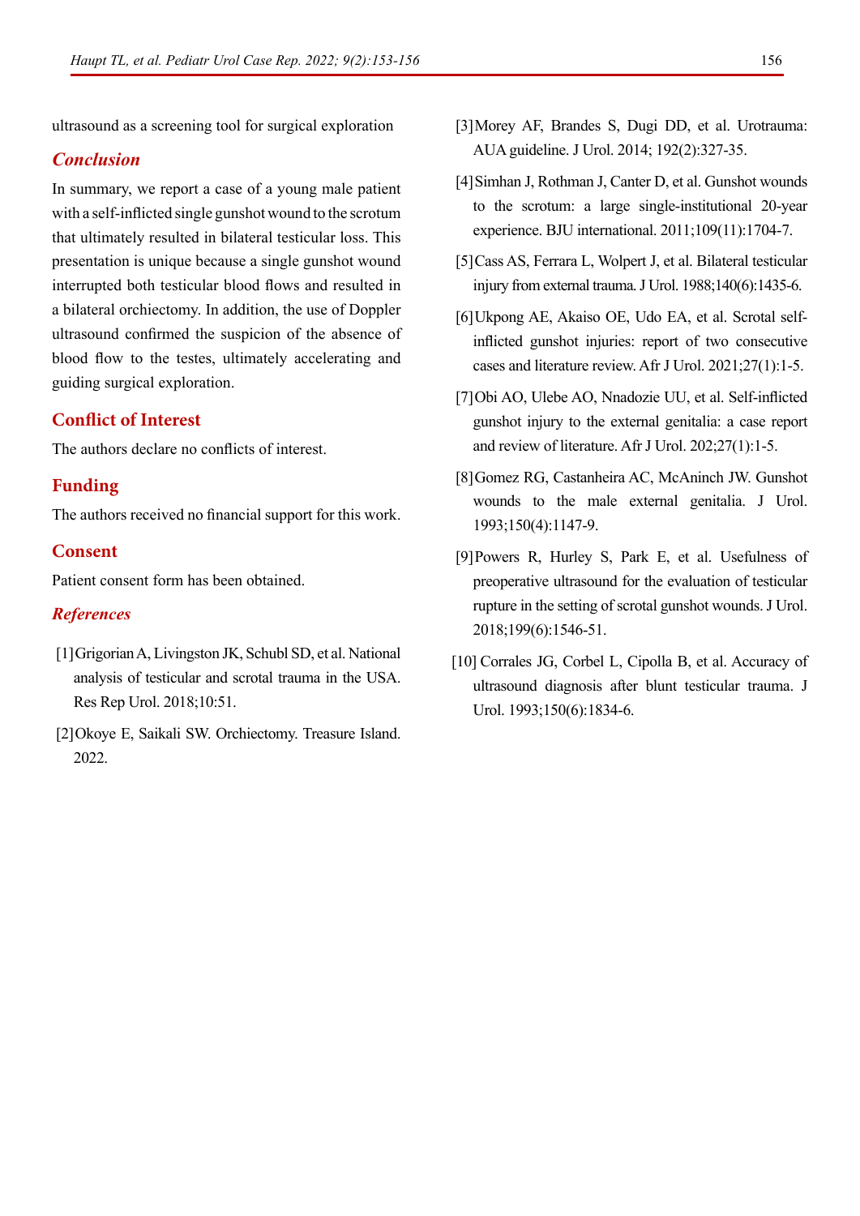ultrasound as a screening tool for surgical exploration

## *Conclusion*

In summary, we report a case of a young male patient with a self-inflicted single gunshot wound to the scrotum that ultimately resulted in bilateral testicular loss. This presentation is unique because a single gunshot wound interrupted both testicular blood flows and resulted in a bilateral orchiectomy. In addition, the use of Doppler ultrasound confirmed the suspicion of the absence of blood flow to the testes, ultimately accelerating and guiding surgical exploration.

## Conflict of Interest

The authors declare no conflicts of interest.

## Funding

The authors received no financial support for this work.

## Consent

Patient consent form has been obtained.

## *References*

[1] Grigorian A, Livingston JK, Schubl SD, et al. National analysis of testicular and scrotal trauma in the USA. Res Rep Urol. 2018;10:51.

[2] Okoye E, Saikali SW. Orchiectomy. Treasure Island. 2022.

[3] Morey AF, Brandes S, Dugi DD, et al. Urotrauma: AUA guideline. J Urol. 2014; 192(2):327-35.

[4] Simhan J, Rothman J, Canter D, et al. Gunshot wounds to the scrotum: a large single-institutional 20-year experience. BJU international. 2011;109(11):1704-7.

[5] Cass AS, Ferrara L, Wolpert J, et al. Bilateral testicular injury from external trauma. J Urol. 1988;140(6):1435-6.

[6] Ukpong AE, Akaiso OE, Udo EA, et al. Scrotal self-inflicted gunshot injuries: report of two consecutive cases and literature review. Afr J Urol. 2021;27(1):1-5.

[7] Obi AO, Ulebe AO, Nnadozie UU, et al. Self-inflicted gunshot injury to the external genitalia: a case report and review of literature. Afr J Urol. 202;27(1):1-5.

[8] Gomez RG, Castanheira AC, McAninch JW. Gunshot wounds to the male external genitalia. J Urol. 1993;150(4):1147-9.

[9] Powers R, Hurley S, Park E, et al. Usefulness of preoperative ultrasound for the evaluation of testicular rupture in the setting of scrotal gunshot wounds. J Urol. 2018;199(6):1546-51.

[10] Corrales JG, Corbel L, Cipolla B, et al. Accuracy of ultrasound diagnosis after blunt testicular trauma. J Urol. 1993;150(6):1834-6.